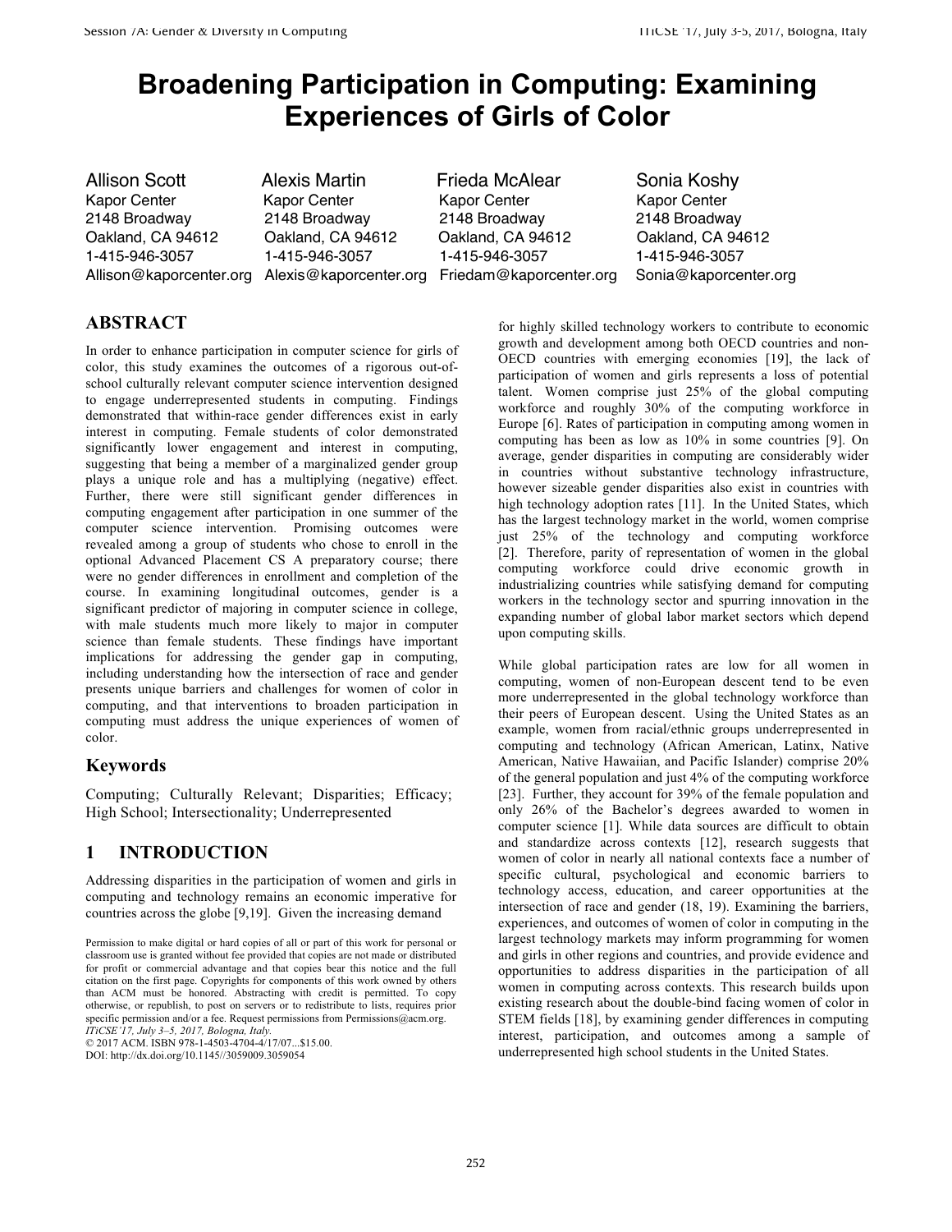# Broadening Participation in Computing: Examining Experiences of Girls of Color

Allison Scott
Kapor Center
2148 Broadway
Oakland, CA 94612
1-415-946-3057
Allison@kaporcenter.org

Alexis Martin
Kapor Center
2148 Broadway
Oakland, CA 94612
1-415-946-3057
Alexis@kaporcenter.org

Frieda McAlear
Kapor Center
2148 Broadway
Oakland, CA 94612
1-415-946-3057
Friedam@kaporcenter.org

Sonia Koshy
Kapor Center
2148 Broadway
Oakland, CA 94612
1-415-946-3057
Sonia@kaporcenter.org

## ABSTRACT

In order to enhance participation in computer science for girls of color, this study examines the outcomes of a rigorous out-of-school culturally relevant computer science intervention designed to engage underrepresented students in computing. Findings demonstrated that within-race gender differences exist in early interest in computing. Female students of color demonstrated significantly lower engagement and interest in computing, suggesting that being a member of a marginalized gender group plays a unique role and has a multiplying (negative) effect. Further, there were still significant gender differences in computing engagement after participation in one summer of the computer science intervention. Promising outcomes were revealed among a group of students who chose to enroll in the optional Advanced Placement CS A preparatory course; there were no gender differences in enrollment and completion of the course. In examining longitudinal outcomes, gender is a significant predictor of majoring in computer science in college, with male students much more likely to major in computer science than female students. These findings have important implications for addressing the gender gap in computing, including understanding how the intersection of race and gender presents unique barriers and challenges for women of color in computing, and that interventions to broaden participation in computing must address the unique experiences of women of color.

## Keywords

Computing; Culturally Relevant; Disparities; Efficacy; High School; Intersectionality; Underrepresented

## 1 INTRODUCTION

Addressing disparities in the participation of women and girls in computing and technology remains an economic imperative for countries across the globe [9,19]. Given the increasing demand for highly skilled technology workers to contribute to economic growth and development among both OECD countries and non-OECD countries with emerging economies [19], the lack of participation of women and girls represents a loss of potential talent. Women comprise just 25% of the global computing workforce and roughly 30% of the computing workforce in Europe [6]. Rates of participation in computing among women in computing has been as low as 10% in some countries [9]. On average, gender disparities in computing are considerably wider in countries without substantive technology infrastructure, however sizeable gender disparities also exist in countries with high technology adoption rates [11]. In the United States, which has the largest technology market in the world, women comprise just 25% of the technology and computing workforce [2]. Therefore, parity of representation of women in the global computing workforce could drive economic growth in industrializing countries while satisfying demand for computing workers in the technology sector and spurring innovation in the expanding number of global labor market sectors which depend upon computing skills.

While global participation rates are low for all women in computing, women of non-European descent tend to be even more underrepresented in the global technology workforce than their peers of European descent. Using the United States as an example, women from racial/ethnic groups underrepresented in computing and technology (African American, Latinx, Native American, Native Hawaiian, and Pacific Islander) comprise 20% of the general population and just 4% of the computing workforce [23]. Further, they account for 39% of the female population and only 26% of the Bachelor's degrees awarded to women in computer science [1]. While data sources are difficult to obtain and standardize across contexts [12], research suggests that women of color in nearly all national contexts face a number of specific cultural, psychological and economic barriers to technology access, education, and career opportunities at the intersection of race and gender (18, 19). Examining the barriers, experiences, and outcomes of women of color in computing in the largest technology markets may inform programming for women and girls in other regions and countries, and provide evidence and opportunities to address disparities in the participation of all women in computing across contexts. This research builds upon existing research about the double-bind facing women of color in STEM fields [18], by examining gender differences in computing interest, participation, and outcomes among a sample of underrepresented high school students in the United States.

Permission to make digital or hard copies of all or part of this work for personal or classroom use is granted without fee provided that copies are not made or distributed for profit or commercial advantage and that copies bear this notice and the full citation on the first page. Copyrights for components of this work owned by others than ACM must be honored. Abstracting with credit is permitted. To copy otherwise, or republish, to post on servers or to redistribute to lists, requires prior specific permission and/or a fee. Request permissions from Permissions@acm.org.
*ITiCSE'17, July 3–5, 2017, Bologna, Italy.*
© 2017 ACM. ISBN 978-1-4503-4704-4/17/07...$15.00.
DOI: http://dx.doi.org/10.1145//3059009.3059054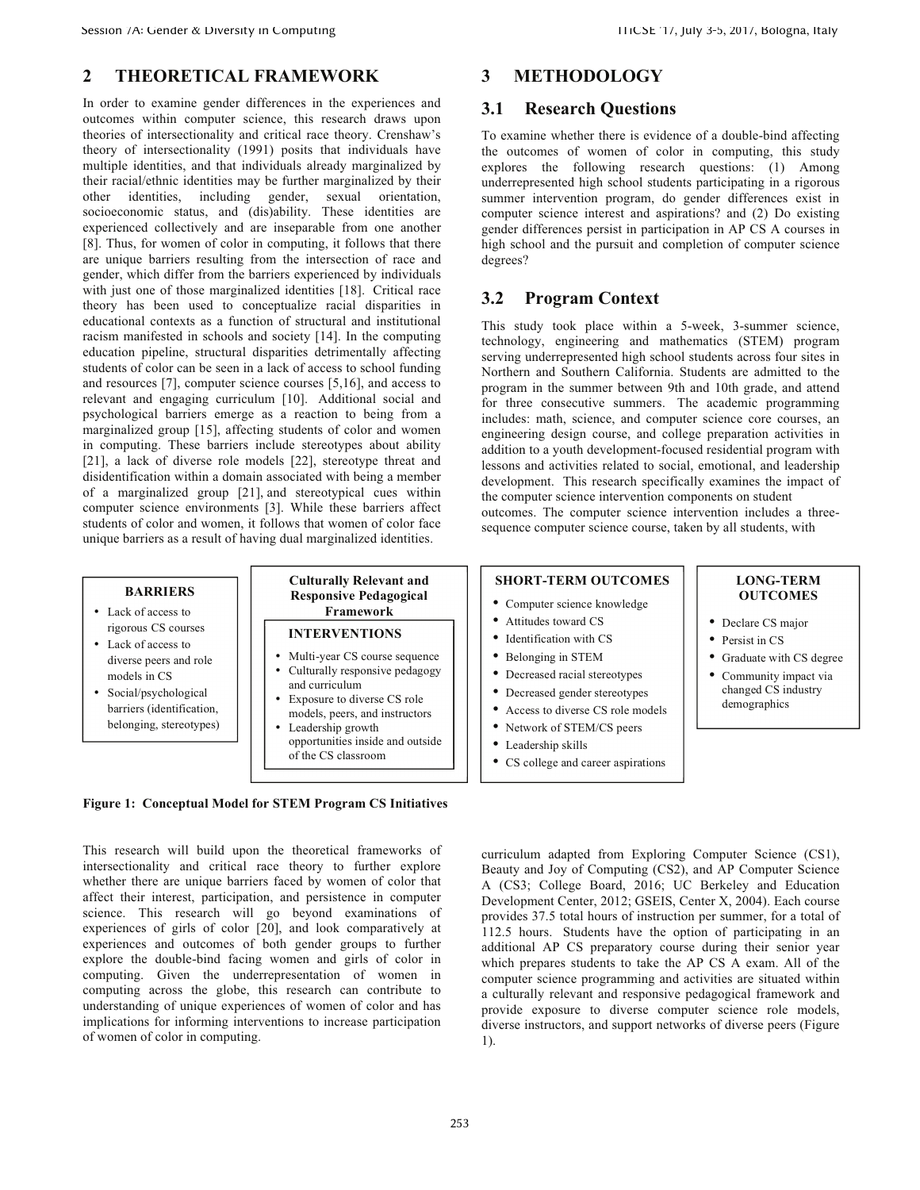## 2 THEORETICAL FRAMEWORK

In order to examine gender differences in the experiences and outcomes within computer science, this research draws upon theories of intersectionality and critical race theory. Crenshaw's theory of intersectionality (1991) posits that individuals have multiple identities, and that individuals already marginalized by their racial/ethnic identities may be further marginalized by their other identities, including gender, sexual orientation, socioeconomic status, and (dis)ability. These identities are experienced collectively and are inseparable from one another [8]. Thus, for women of color in computing, it follows that there are unique barriers resulting from the intersection of race and gender, which differ from the barriers experienced by individuals with just one of those marginalized identities [18]. Critical race theory has been used to conceptualize racial disparities in educational contexts as a function of structural and institutional racism manifested in schools and society [14]. In the computing education pipeline, structural disparities detrimentally affecting students of color can be seen in a lack of access to school funding and resources [7], computer science courses [5,16], and access to relevant and engaging curriculum [10]. Additional social and psychological barriers emerge as a reaction to being from a marginalized group [15], affecting students of color and women in computing. These barriers include stereotypes about ability [21], a lack of diverse role models [22], stereotype threat and disidentification within a domain associated with being a member of a marginalized group [21], and stereotypical cues within computer science environments [3]. While these barriers affect students of color and women, it follows that women of color face unique barriers as a result of having dual marginalized identities.

This research will build upon the theoretical frameworks of intersectionality and critical race theory to further explore whether there are unique barriers faced by women of color that affect their interest, participation, and persistence in computer science. This research will go beyond examinations of experiences of girls of color [20], and look comparatively at experiences and outcomes of both gender groups to further explore the double-bind facing women and girls of color in computing. Given the underrepresentation of women in computing across the globe, this research can contribute to understanding of unique experiences of women of color and has implications for informing interventions to increase participation of women of color in computing.

## 3 METHODOLOGY

### 3.1 Research Questions

To examine whether there is evidence of a double-bind affecting the outcomes of women of color in computing, this study explores the following research questions: (1) Among underrepresented high school students participating in a rigorous summer intervention program, do gender differences exist in computer science interest and aspirations? and (2) Do existing gender differences persist in participation in AP CS A courses in high school and the pursuit and completion of computer science degrees?

### 3.2 Program Context

This study took place within a 5-week, 3-summer science, technology, engineering and mathematics (STEM) program serving underrepresented high school students across four sites in Northern and Southern California. Students are admitted to the program in the summer between 9th and 10th grade, and attend for three consecutive summers. The academic programming includes: math, science, and computer science core courses, an engineering design course, and college preparation activities in addition to a youth development-focused residential program with lessons and activities related to social, emotional, and leadership development. This research specifically examines the impact of the computer science intervention components on student outcomes. The computer science intervention includes a three-sequence computer science course, taken by all students, with curriculum adapted from Exploring Computer Science (CS1), Beauty and Joy of Computing (CS2), and AP Computer Science A (CS3; College Board, 2016; UC Berkeley and Education Development Center, 2012; GSEIS, Center X, 2004). Each course provides 37.5 total hours of instruction per summer, for a total of 112.5 hours. Students have the option of participating in an additional AP CS preparatory course during their senior year which prepares students to take the AP CS A exam. All of the computer science programming and activities are situated within a culturally relevant and responsive pedagogical framework and provide exposure to diverse computer science role models, diverse instructors, and support networks of diverse peers (Figure 1).

| BARRIERS | Culturally Relevant and Responsive Pedagogical Framework — INTERVENTIONS | SHORT-TERM OUTCOMES | LONG-TERM OUTCOMES |
|---|---|---|---|
| • Lack of access to rigorous CS courses<br>• Lack of access to diverse peers and role models in CS<br>• Social/psychological barriers (identification, belonging, stereotypes) | • Multi-year CS course sequence<br>• Culturally responsive pedagogy and curriculum<br>• Exposure to diverse CS role models, peers, and instructors<br>• Leadership growth opportunities inside and outside of the CS classroom | • Computer science knowledge<br>• Attitudes toward CS<br>• Identification with CS<br>• Belonging in STEM<br>• Decreased racial stereotypes<br>• Decreased gender stereotypes<br>• Access to diverse CS role models<br>• Network of STEM/CS peers<br>• Leadership skills<br>• CS college and career aspirations | • Declare CS major<br>• Persist in CS<br>• Graduate with CS degree<br>• Community impact via changed CS industry demographics |

**Figure 1: Conceptual Model for STEM Program CS Initiatives**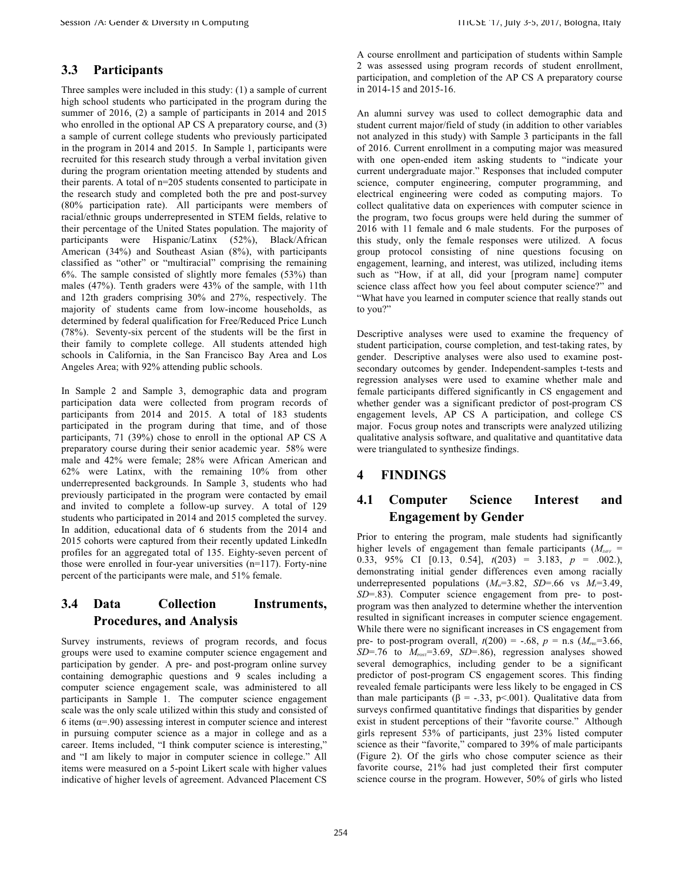### 3.3 Participants

Three samples were included in this study: (1) a sample of current high school students who participated in the program during the summer of 2016, (2) a sample of participants in 2014 and 2015 who enrolled in the optional AP CS A preparatory course, and (3) a sample of current college students who previously participated in the program in 2014 and 2015. In Sample 1, participants were recruited for this research study through a verbal invitation given during the program orientation meeting attended by students and their parents. A total of n=205 students consented to participate in the research study and completed both the pre and post-survey (80% participation rate). All participants were members of racial/ethnic groups underrepresented in STEM fields, relative to their percentage of the United States population. The majority of participants were Hispanic/Latinx (52%), Black/African American (34%) and Southeast Asian (8%), with participants classified as "other" or "multiracial" comprising the remaining 6%. The sample consisted of slightly more females (53%) than males (47%). Tenth graders were 43% of the sample, with 11th and 12th graders comprising 30% and 27%, respectively. The majority of students came from low-income households, as determined by federal qualification for Free/Reduced Price Lunch (78%). Seventy-six percent of the students will be the first in their family to complete college. All students attended high schools in California, in the San Francisco Bay Area and Los Angeles Area; with 92% attending public schools.

In Sample 2 and Sample 3, demographic data and program participation data were collected from program records of participants from 2014 and 2015. A total of 183 students participated in the program during that time, and of those participants, 71 (39%) chose to enroll in the optional AP CS A preparatory course during their senior academic year. 58% were male and 42% were female; 28% were African American and 62% were Latinx, with the remaining 10% from other underrepresented backgrounds. In Sample 3, students who had previously participated in the program were contacted by email and invited to complete a follow-up survey. A total of 129 students who participated in 2014 and 2015 completed the survey. In addition, educational data of 6 students from the 2014 and 2015 cohorts were captured from their recently updated LinkedIn profiles for an aggregated total of 135. Eighty-seven percent of those were enrolled in four-year universities (n=117). Forty-nine percent of the participants were male, and 51% female.

### 3.4 Data Collection Instruments, Procedures, and Analysis

Survey instruments, reviews of program records, and focus groups were used to examine computer science engagement and participation by gender. A pre- and post-program online survey containing demographic questions and 9 scales including a computer science engagement scale, was administered to all participants in Sample 1. The computer science engagement scale was the only scale utilized within this study and consisted of 6 items (α=.90) assessing interest in computer science and interest in pursuing computer science as a major in college and as a career. Items included, "I think computer science is interesting," and "I am likely to major in computer science in college." All items were measured on a 5-point Likert scale with higher values indicative of higher levels of agreement. Advanced Placement CS A course enrollment and participation of students within Sample 2 was assessed using program records of student enrollment, participation, and completion of the AP CS A preparatory course in 2014-15 and 2015-16.

An alumni survey was used to collect demographic data and student current major/field of study (in addition to other variables not analyzed in this study) with Sample 3 participants in the fall of 2016. Current enrollment in a computing major was measured with one open-ended item asking students to "indicate your current undergraduate major." Responses that included computer science, computer engineering, computer programming, and electrical engineering were coded as computing majors. To collect qualitative data on experiences with computer science in the program, two focus groups were held during the summer of 2016 with 11 female and 6 male students. For the purposes of this study, only the female responses were utilized. A focus group protocol consisting of nine questions focusing on engagement, learning, and interest, was utilized, including items such as "How, if at all, did your [program name] computer science class affect how you feel about computer science?" and "What have you learned in computer science that really stands out to you?"

Descriptive analyses were used to examine the frequency of student participation, course completion, and test-taking rates, by gender. Descriptive analyses were also used to examine post-secondary outcomes by gender. Independent-samples t-tests and regression analyses were used to examine whether male and female participants differed significantly in CS engagement and whether gender was a significant predictor of post-program CS engagement levels, AP CS A participation, and college CS major. Focus group notes and transcripts were analyzed utilizing qualitative analysis software, and qualitative and quantitative data were triangulated to synthesize findings.

## 4 FINDINGS

### 4.1 Computer Science Interest and Engagement by Gender

Prior to entering the program, male students had significantly higher levels of engagement than female participants ($M_{DIFF}$ = 0.33, 95% CI [0.13, 0.54], $t(203)$ = 3.183, $p$ = .002.), demonstrating initial gender differences even among racially underrepresented populations ($M_M$=3.82, $SD$=.66 vs $M_F$=3.49, $SD$=.83). Computer science engagement from pre- to post-program was then analyzed to determine whether the intervention resulted in significant increases in computer science engagement. While there were no significant increases in CS engagement from pre- to post-program overall, $t(200)$ = -.68, $p$ = n.s ($M_{PRE}$=3.66, $SD$=.76 to $M_{POST}$=3.69, $SD$=.86), regression analyses showed several demographics, including gender to be a significant predictor of post-program CS engagement scores. This finding revealed female participants were less likely to be engaged in CS than male participants (β = -.33, p<.001). Qualitative data from surveys confirmed quantitative findings that disparities by gender exist in student perceptions of their "favorite course." Although girls represent 53% of participants, just 23% listed computer science as their "favorite," compared to 39% of male participants (Figure 2). Of the girls who chose computer science as their favorite course, 21% had just completed their first computer science course in the program. However, 50% of girls who listed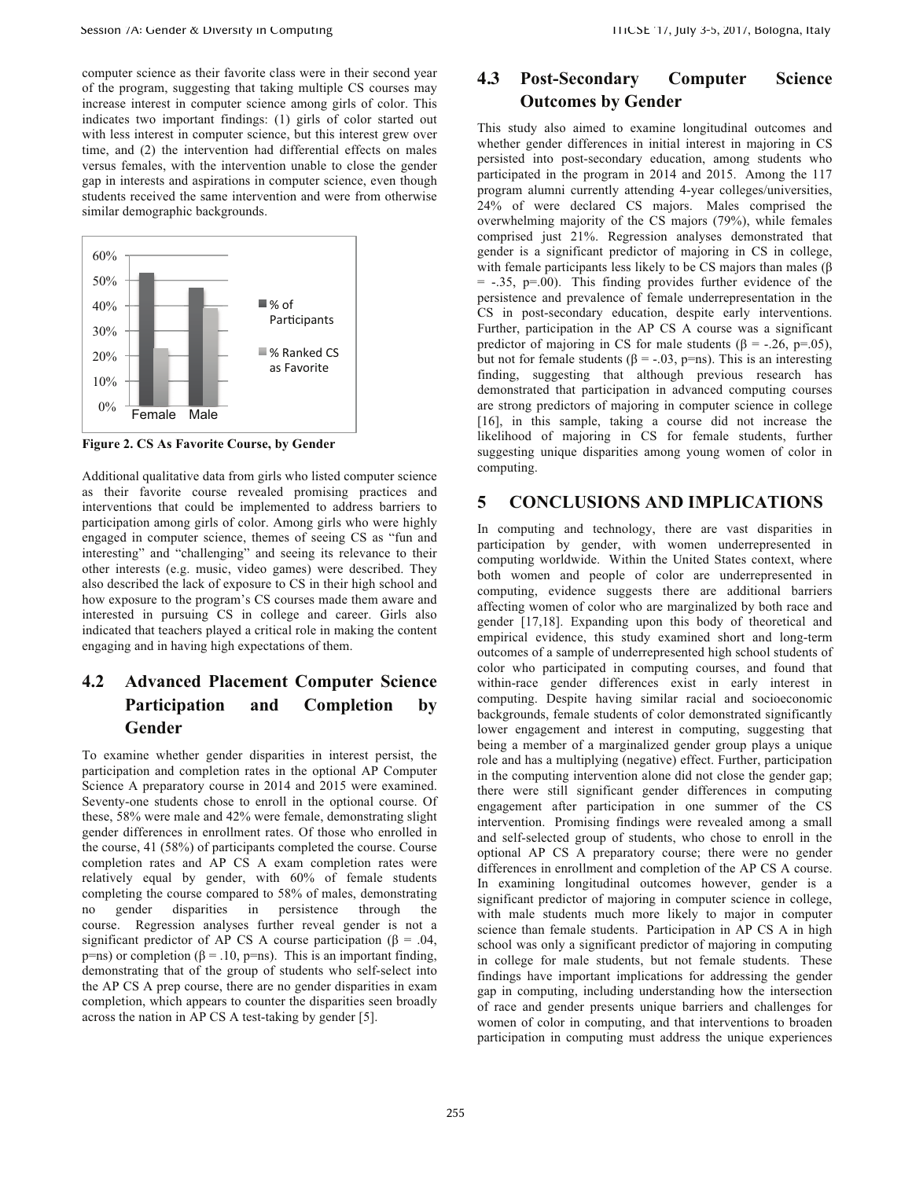computer science as their favorite class were in their second year of the program, suggesting that taking multiple CS courses may increase interest in computer science among girls of color. This indicates two important findings: (1) girls of color started out with less interest in computer science, but this interest grew over time, and (2) the intervention had differential effects on males versus females, with the intervention unable to close the gender gap in interests and aspirations in computer science, even though students received the same intervention and were from otherwise similar demographic backgrounds.

**Figure 2. CS As Favorite Course, by Gender**

Additional qualitative data from girls who listed computer science as their favorite course revealed promising practices and interventions that could be implemented to address barriers to participation among girls of color. Among girls who were highly engaged in computer science, themes of seeing CS as "fun and interesting" and "challenging" and seeing its relevance to their other interests (e.g. music, video games) were described. They also described the lack of exposure to CS in their high school and how exposure to the program's CS courses made them aware and interested in pursuing CS in college and career. Girls also indicated that teachers played a critical role in making the content engaging and in having high expectations of them.

## 4.2 Advanced Placement Computer Science Participation and Completion by Gender

To examine whether gender disparities in interest persist, the participation and completion rates in the optional AP Computer Science A preparatory course in 2014 and 2015 were examined. Seventy-one students chose to enroll in the optional course. Of these, 58% were male and 42% were female, demonstrating slight gender differences in enrollment rates. Of those who enrolled in the course, 41 (58%) of participants completed the course. Course completion rates and AP CS A exam completion rates were relatively equal by gender, with 60% of female students completing the course compared to 58% of males, demonstrating no gender disparities in persistence through the course. Regression analyses further reveal gender is not a significant predictor of AP CS A course participation ($\beta$ = .04, p=ns) or completion ($\beta$ = .10, p=ns). This is an important finding, demonstrating that of the group of students who self-select into the AP CS A prep course, there are no gender disparities in exam completion, which appears to counter the disparities seen broadly across the nation in AP CS A test-taking by gender [5].

## 4.3 Post-Secondary Computer Science Outcomes by Gender

This study also aimed to examine longitudinal outcomes and whether gender differences in initial interest in majoring in CS persisted into post-secondary education, among students who participated in the program in 2014 and 2015. Among the 117 program alumni currently attending 4-year colleges/universities, 24% of were declared CS majors. Males comprised the overwhelming majority of the CS majors (79%), while females comprised just 21%. Regression analyses demonstrated that gender is a significant predictor of majoring in CS in college, with female participants less likely to be CS majors than males ($\beta$ = -.35, p=.00). This finding provides further evidence of the persistence and prevalence of female underrepresentation in the CS in post-secondary education, despite early interventions. Further, participation in the AP CS A course was a significant predictor of majoring in CS for male students ($\beta$ = -.26, p=.05), but not for female students ($\beta$ = -.03, p=ns). This is an interesting finding, suggesting that although previous research has demonstrated that participation in advanced computing courses are strong predictors of majoring in computer science in college [16], in this sample, taking a course did not increase the likelihood of majoring in CS for female students, further suggesting unique disparities among young women of color in computing.

# 5 CONCLUSIONS AND IMPLICATIONS

In computing and technology, there are vast disparities in participation by gender, with women underrepresented in computing worldwide. Within the United States context, where both women and people of color are underrepresented in computing, evidence suggests there are additional barriers affecting women of color who are marginalized by both race and gender [17,18]. Expanding upon this body of theoretical and empirical evidence, this study examined short and long-term outcomes of a sample of underrepresented high school students of color who participated in computing courses, and found that within-race gender differences exist in early interest in computing. Despite having similar racial and socioeconomic backgrounds, female students of color demonstrated significantly lower engagement and interest in computing, suggesting that being a member of a marginalized gender group plays a unique role and has a multiplying (negative) effect. Further, participation in the computing intervention alone did not close the gender gap; there were still significant gender differences in computing engagement after participation in one summer of the CS intervention. Promising findings were revealed among a small and self-selected group of students, who chose to enroll in the optional AP CS A preparatory course; there were no gender differences in enrollment and completion of the AP CS A course. In examining longitudinal outcomes however, gender is a significant predictor of majoring in computer science in college, with male students much more likely to major in computer science than female students. Participation in AP CS A in high school was only a significant predictor of majoring in computing in college for male students, but not female students. These findings have important implications for addressing the gender gap in computing, including understanding how the intersection of race and gender presents unique barriers and challenges for women of color in computing, and that interventions to broaden participation in computing must address the unique experiences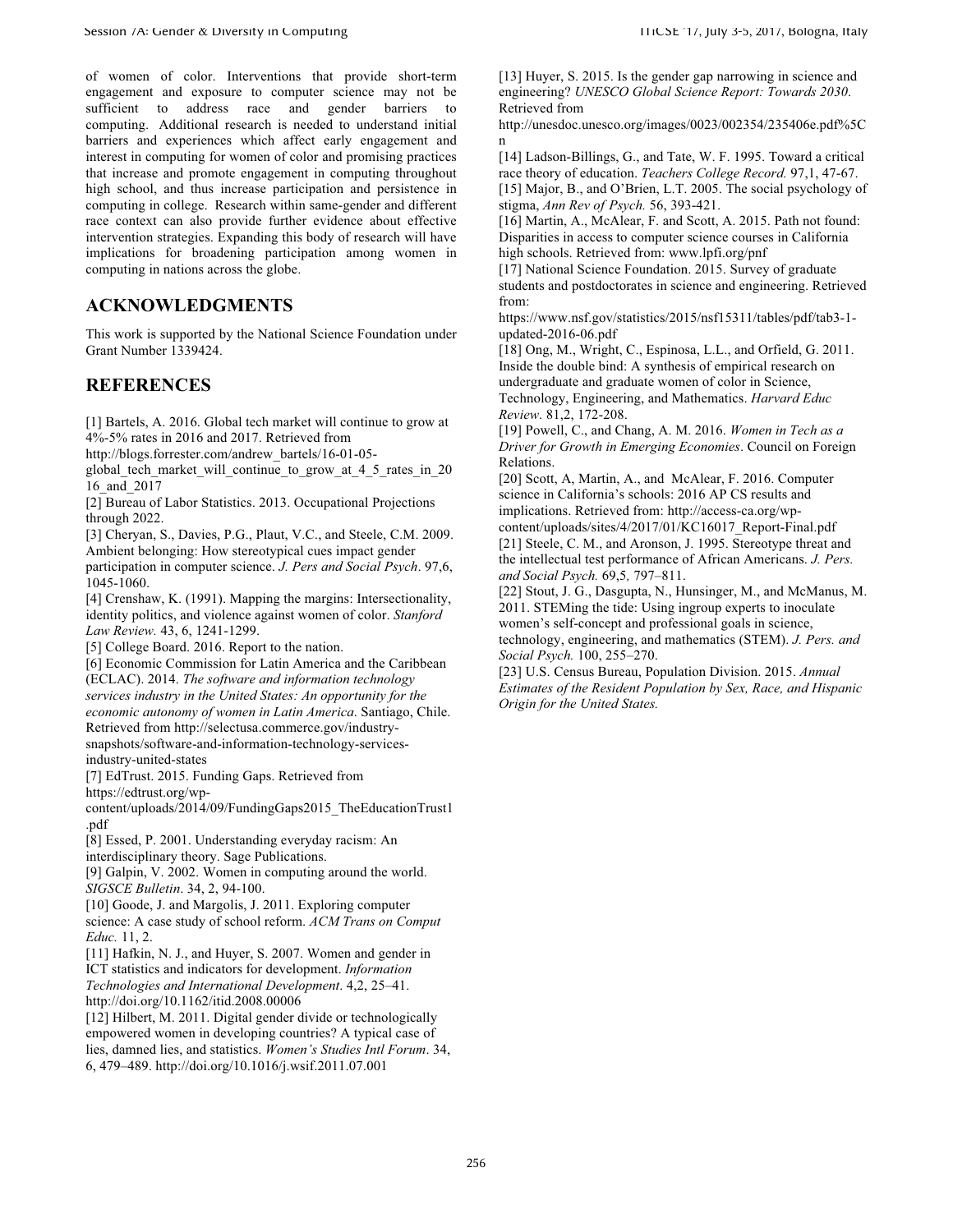of women of color. Interventions that provide short-term engagement and exposure to computer science may not be sufficient to address race and gender barriers to computing. Additional research is needed to understand initial barriers and experiences which affect early engagement and interest in computing for women of color and promising practices that increase and promote engagement in computing throughout high school, and thus increase participation and persistence in computing in college. Research within same-gender and different race context can also provide further evidence about effective intervention strategies. Expanding this body of research will have implications for broadening participation among women in computing in nations across the globe.

## ACKNOWLEDGMENTS

This work is supported by the National Science Foundation under Grant Number 1339424.

## REFERENCES

[1] Bartels, A. 2016. Global tech market will continue to grow at 4%-5% rates in 2016 and 2017. Retrieved from http://blogs.forrester.com/andrew_bartels/16-01-05-global_tech_market_will_continue_to_grow_at_4_5_rates_in_2016_and_2017

[2] Bureau of Labor Statistics. 2013. Occupational Projections through 2022.

[3] Cheryan, S., Davies, P.G., Plaut, V.C., and Steele, C.M. 2009. Ambient belonging: How stereotypical cues impact gender participation in computer science. *J. Pers and Social Psych*. 97,6, 1045-1060.

[4] Crenshaw, K. (1991). Mapping the margins: Intersectionality, identity politics, and violence against women of color. *Stanford Law Review.* 43, 6, 1241-1299.

[5] College Board. 2016. Report to the nation.

[6] Economic Commission for Latin America and the Caribbean (ECLAC). 2014. *The software and information technology services industry in the United States: An opportunity for the economic autonomy of women in Latin America*. Santiago, Chile. Retrieved from http://selectusa.commerce.gov/industry-snapshots/software-and-information-technology-services-industry-united-states

[7] EdTrust. 2015. Funding Gaps. Retrieved from https://edtrust.org/wp-content/uploads/2014/09/FundingGaps2015_TheEducationTrust1.pdf

[8] Essed, P. 2001. Understanding everyday racism: An interdisciplinary theory. Sage Publications.

[9] Galpin, V. 2002. Women in computing around the world. *SIGSCE Bulletin*. 34, 2, 94-100.

[10] Goode, J. and Margolis, J. 2011. Exploring computer science: A case study of school reform. *ACM Trans on Comput Educ.* 11, 2.

[11] Hafkin, N. J., and Huyer, S. 2007. Women and gender in ICT statistics and indicators for development. *Information Technologies and International Development*. 4,2, 25–41. http://doi.org/10.1162/itid.2008.00006

[12] Hilbert, M. 2011. Digital gender divide or technologically empowered women in developing countries? A typical case of lies, damned lies, and statistics. *Women's Studies Intl Forum*. 34, 6, 479–489. http://doi.org/10.1016/j.wsif.2011.07.001

[13] Huyer, S. 2015. Is the gender gap narrowing in science and engineering? *UNESCO Global Science Report: Towards 2030*. Retrieved from http://unesdoc.unesco.org/images/0023/002354/235406e.pdf%5Cn

[14] Ladson-Billings, G., and Tate, W. F. 1995. Toward a critical race theory of education. *Teachers College Record.* 97,1, 47-67.

[15] Major, B., and O'Brien, L.T. 2005. The social psychology of stigma, *Ann Rev of Psych.* 56, 393-421.

[16] Martin, A., McAlear, F. and Scott, A. 2015. Path not found: Disparities in access to computer science courses in California high schools. Retrieved from: www.lpfi.org/pnf

[17] National Science Foundation. 2015. Survey of graduate students and postdoctorates in science and engineering. Retrieved from: https://www.nsf.gov/statistics/2015/nsf15311/tables/pdf/tab3-1-updated-2016-06.pdf

[18] Ong, M., Wright, C., Espinosa, L.L., and Orfield, G. 2011. Inside the double bind: A synthesis of empirical research on undergraduate and graduate women of color in Science, Technology, Engineering, and Mathematics. *Harvard Educ Review*. 81,2, 172-208.

[19] Powell, C., and Chang, A. M. 2016. *Women in Tech as a Driver for Growth in Emerging Economies*. Council on Foreign Relations.

[20] Scott, A, Martin, A., and McAlear, F. 2016. Computer science in California's schools: 2016 AP CS results and implications. Retrieved from: http://access-ca.org/wp-content/uploads/sites/4/2017/01/KC16017_Report-Final.pdf

[21] Steele, C. M., and Aronson, J. 1995. Stereotype threat and the intellectual test performance of African Americans. *J. Pers. and Social Psych.* 69,5*,* 797–811.

[22] Stout, J. G., Dasgupta, N., Hunsinger, M., and McManus, M. 2011. STEMing the tide: Using ingroup experts to inoculate women's self-concept and professional goals in science, technology, engineering, and mathematics (STEM). *J. Pers. and Social Psych.* 100, 255–270.

[23] U.S. Census Bureau, Population Division. 2015. *Annual Estimates of the Resident Population by Sex, Race, and Hispanic Origin for the United States.*